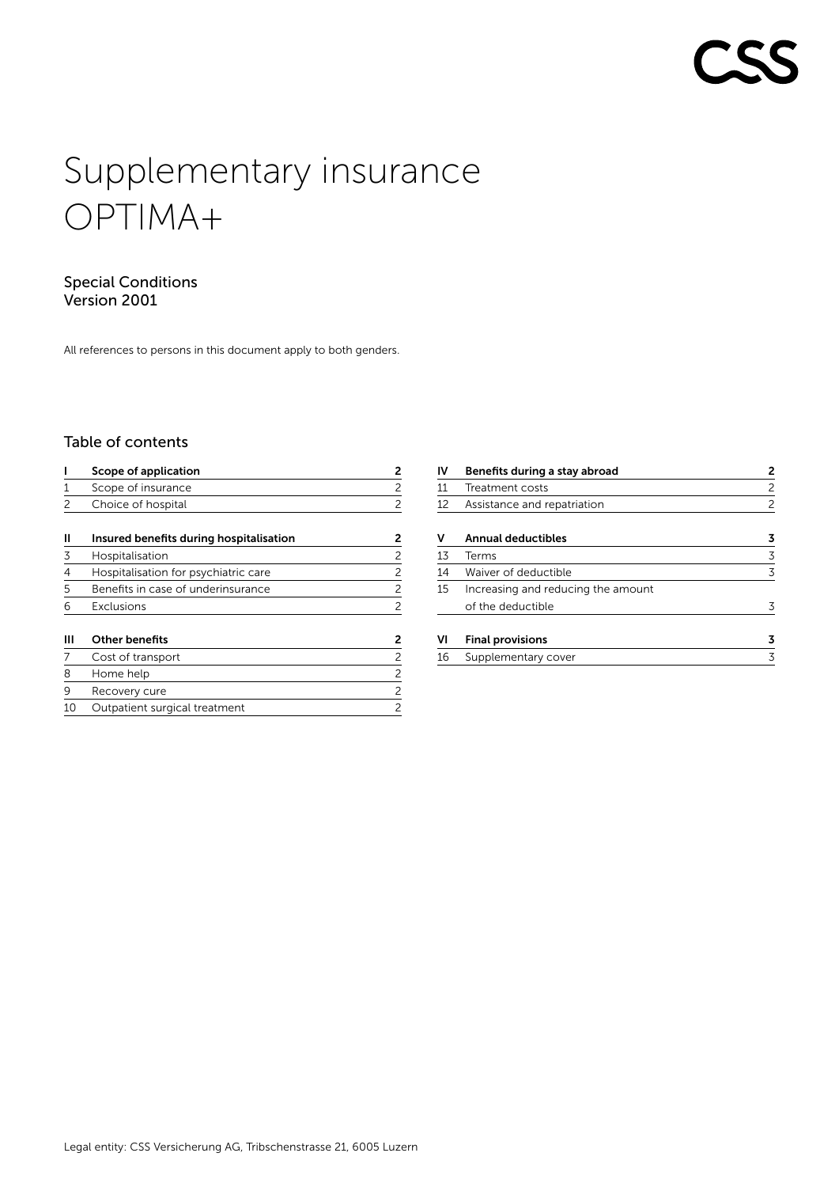CSS

# Supplementary insurance OPTIMA+

Special Conditions
Version 2001

All references to persons in this document apply to both genders.

## Table of contents

| | | |
|---|---|---|
| **I** | **Scope of application** | **2** |
| 1 | Scope of insurance | 2 |
| 2 | Choice of hospital | 2 |
| **II** | **Insured benefits during hospitalisation** | **2** |
| 3 | Hospitalisation | 2 |
| 4 | Hospitalisation for psychiatric care | 2 |
| 5 | Benefits in case of underinsurance | 2 |
| 6 | Exclusions | 2 |
| **III** | **Other benefits** | **2** |
| 7 | Cost of transport | 2 |
| 8 | Home help | 2 |
| 9 | Recovery cure | 2 |
| 10 | Outpatient surgical treatment | 2 |
| **IV** | **Benefits during a stay abroad** | **2** |
| 11 | Treatment costs | 2 |
| 12 | Assistance and repatriation | 2 |
| **V** | **Annual deductibles** | **3** |
| 13 | Terms | 3 |
| 14 | Waiver of deductible | 3 |
| 15 | Increasing and reducing the amount of the deductible | 3 |
| **VI** | **Final provisions** | **3** |
| 16 | Supplementary cover | 3 |

Legal entity: CSS Versicherung AG, Tribschenstrasse 21, 6005 Luzern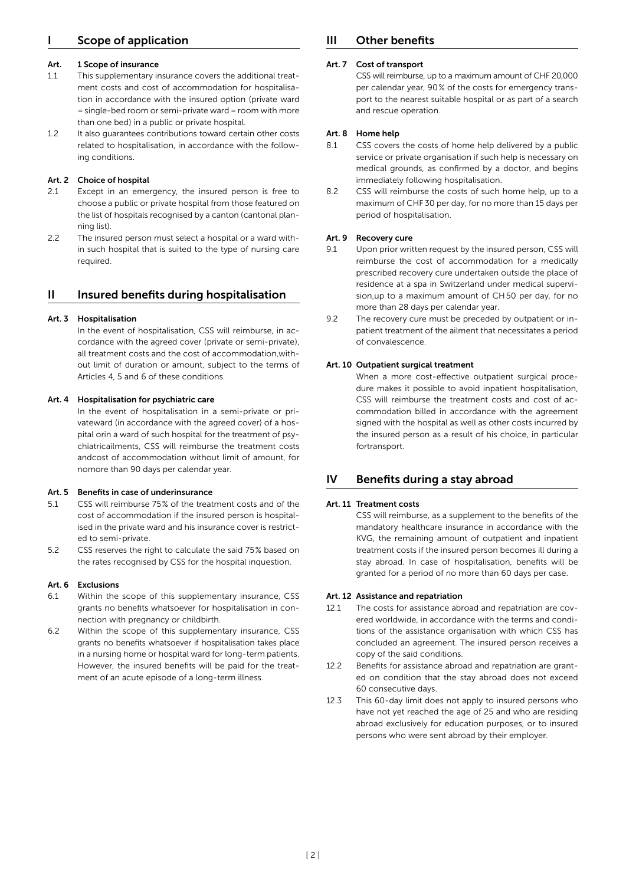## I Scope of application

### Art. 1 Scope of insurance

1.1 This supplementary insurance covers the additional treatment costs and cost of accommodation for hospitalisation in accordance with the insured option (private ward = single-bed room or semi-private ward = room with more than one bed) in a public or private hospital.

1.2 It also guarantees contributions toward certain other costs related to hospitalisation, in accordance with the following conditions.

### Art. 2 Choice of hospital

2.1 Except in an emergency, the insured person is free to choose a public or private hospital from those featured on the list of hospitals recognised by a canton (cantonal planning list).

2.2 The insured person must select a hospital or a ward within such hospital that is suited to the type of nursing care required.

## II Insured benefits during hospitalisation

### Art. 3 Hospitalisation

In the event of hospitalisation, CSS will reimburse, in accordance with the agreed cover (private or semi-private), all treatment costs and the cost of accommodation,without limit of duration or amount, subject to the terms of Articles 4, 5 and 6 of these conditions.

### Art. 4 Hospitalisation for psychiatric care

In the event of hospitalisation in a semi-private or privateward (in accordance with the agreed cover) of a hospital orin a ward of such hospital for the treatment of psychiatricailments, CSS will reimburse the treatment costs andcost of accommodation without limit of amount, for nomore than 90 days per calendar year.

### Art. 5 Benefits in case of underinsurance

5.1 CSS will reimburse 75% of the treatment costs and of the cost of accommodation if the insured person is hospitalised in the private ward and his insurance cover is restricted to semi-private.

5.2 CSS reserves the right to calculate the said 75% based on the rates recognised by CSS for the hospital inquestion.

### Art. 6 Exclusions

6.1 Within the scope of this supplementary insurance, CSS grants no benefits whatsoever for hospitalisation in connection with pregnancy or childbirth.

6.2 Within the scope of this supplementary insurance, CSS grants no benefits whatsoever if hospitalisation takes place in a nursing home or hospital ward for long-term patients. However, the insured benefits will be paid for the treatment of an acute episode of a long-term illness.

## III Other benefits

### Art. 7 Cost of transport

CSS will reimburse, up to a maximum amount of CHF 20,000 per calendar year, 90% of the costs for emergency transport to the nearest suitable hospital or as part of a search and rescue operation.

### Art. 8 Home help

8.1 CSS covers the costs of home help delivered by a public service or private organisation if such help is necessary on medical grounds, as confirmed by a doctor, and begins immediately following hospitalisation.

8.2 CSS will reimburse the costs of such home help, up to a maximum of CHF 30 per day, for no more than 15 days per period of hospitalisation.

### Art. 9 Recovery cure

9.1 Upon prior written request by the insured person, CSS will reimburse the cost of accommodation for a medically prescribed recovery cure undertaken outside the place of residence at a spa in Switzerland under medical supervision,up to a maximum amount of CH 50 per day, for no more than 28 days per calendar year.

9.2 The recovery cure must be preceded by outpatient or inpatient treatment of the ailment that necessitates a period of convalescence.

### Art. 10 Outpatient surgical treatment

When a more cost-effective outpatient surgical procedure makes it possible to avoid inpatient hospitalisation, CSS will reimburse the treatment costs and cost of accommodation billed in accordance with the agreement signed with the hospital as well as other costs incurred by the insured person as a result of his choice, in particular fortransport.

## IV Benefits during a stay abroad

### Art. 11 Treatment costs

CSS will reimburse, as a supplement to the benefits of the mandatory healthcare insurance in accordance with the KVG, the remaining amount of outpatient and inpatient treatment costs if the insured person becomes ill during a stay abroad. In case of hospitalisation, benefits will be granted for a period of no more than 60 days per case.

### Art. 12 Assistance and repatriation

12.1 The costs for assistance abroad and repatriation are covered worldwide, in accordance with the terms and conditions of the assistance organisation with which CSS has concluded an agreement. The insured person receives a copy of the said conditions.

12.2 Benefits for assistance abroad and repatriation are granted on condition that the stay abroad does not exceed 60 consecutive days.

12.3 This 60-day limit does not apply to insured persons who have not yet reached the age of 25 and who are residing abroad exclusively for education purposes, or to insured persons who were sent abroad by their employer.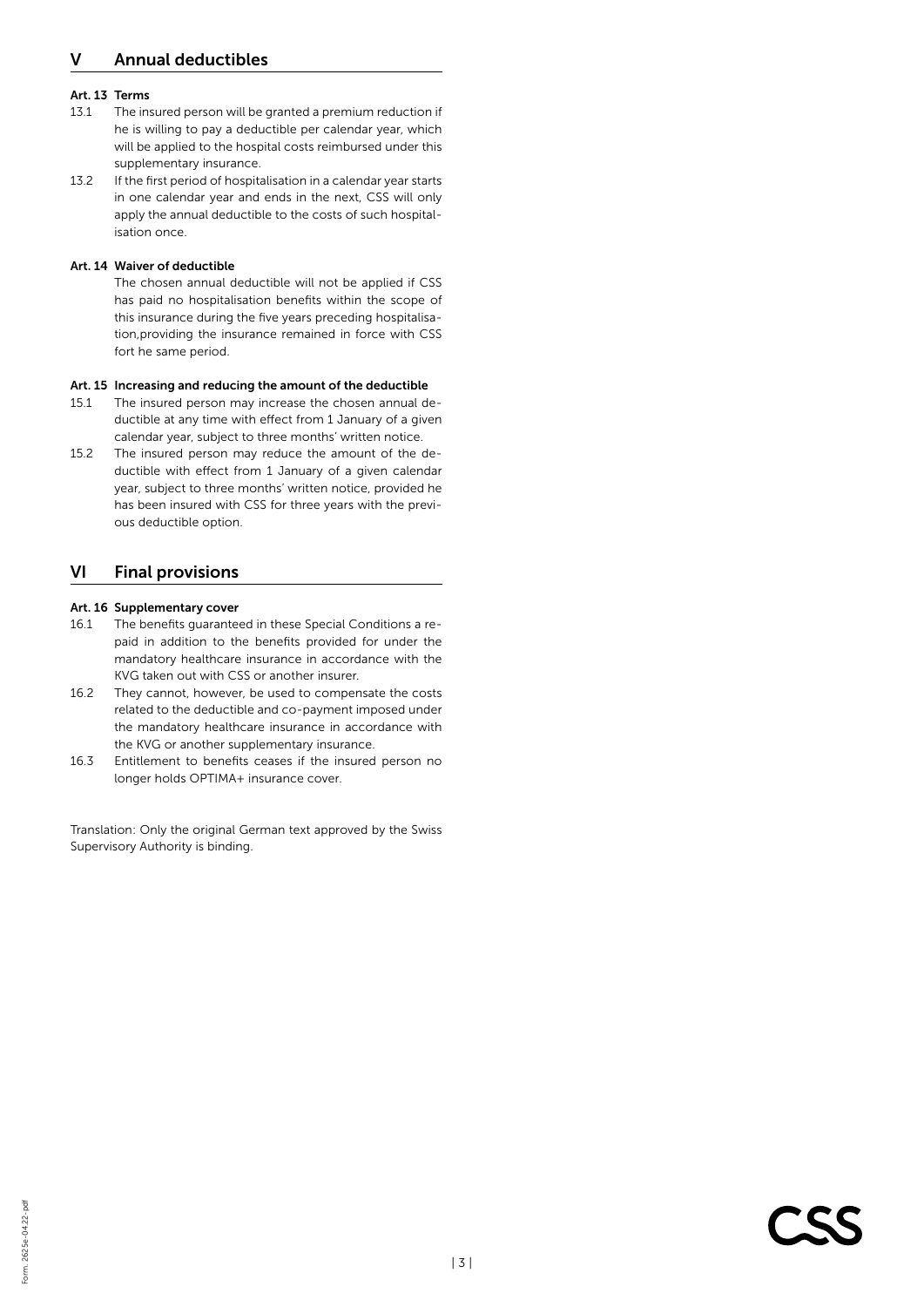## V Annual deductibles

### Art. 13 Terms

13.1 The insured person will be granted a premium reduction if he is willing to pay a deductible per calendar year, which will be applied to the hospital costs reimbursed under this supplementary insurance.

13.2 If the first period of hospitalisation in a calendar year starts in one calendar year and ends in the next, CSS will only apply the annual deductible to the costs of such hospitalisation once.

### Art. 14 Waiver of deductible

The chosen annual deductible will not be applied if CSS has paid no hospitalisation benefits within the scope of this insurance during the five years preceding hospitalisation,providing the insurance remained in force with CSS fort he same period.

### Art. 15 Increasing and reducing the amount of the deductible

15.1 The insured person may increase the chosen annual deductible at any time with effect from 1 January of a given calendar year, subject to three months' written notice.

15.2 The insured person may reduce the amount of the deductible with effect from 1 January of a given calendar year, subject to three months' written notice, provided he has been insured with CSS for three years with the previous deductible option.

## VI Final provisions

### Art. 16 Supplementary cover

16.1 The benefits guaranteed in these Special Conditions a repaid in addition to the benefits provided for under the mandatory healthcare insurance in accordance with the KVG taken out with CSS or another insurer.

16.2 They cannot, however, be used to compensate the costs related to the deductible and co-payment imposed under the mandatory healthcare insurance in accordance with the KVG or another supplementary insurance.

16.3 Entitlement to benefits ceases if the insured person no longer holds OPTIMA+ insurance cover.

Translation: Only the original German text approved by the Swiss Supervisory Authority is binding.

Form. 2625e-04.22-pdf